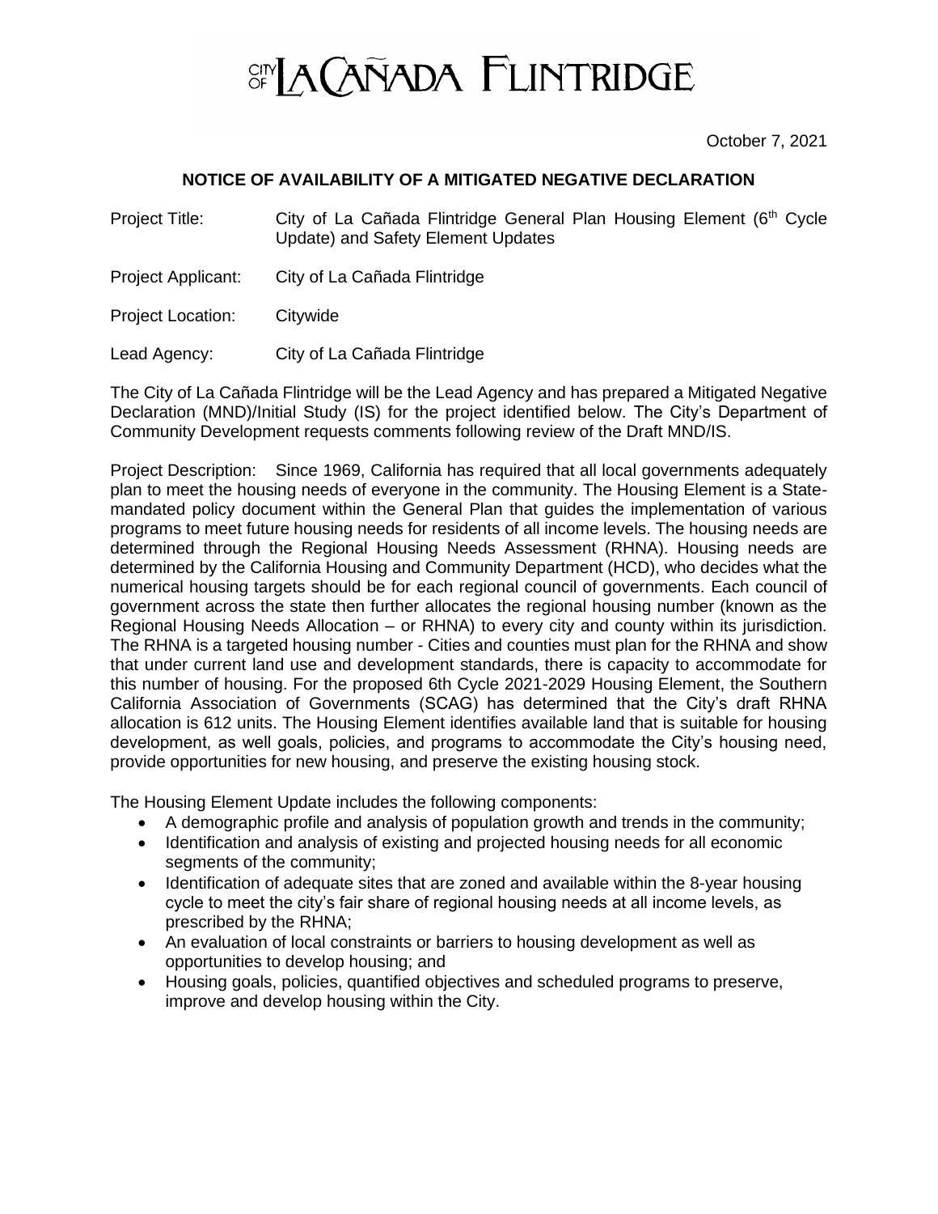# CITY OF LA CAÑADA FLINTRIDGE

October 7, 2021

## NOTICE OF AVAILABILITY OF A MITIGATED NEGATIVE DECLARATION

Project Title: City of La Cañada Flintridge General Plan Housing Element (6th Cycle Update) and Safety Element Updates

Project Applicant: City of La Cañada Flintridge

Project Location: Citywide

Lead Agency: City of La Cañada Flintridge

The City of La Cañada Flintridge will be the Lead Agency and has prepared a Mitigated Negative Declaration (MND)/Initial Study (IS) for the project identified below. The City's Department of Community Development requests comments following review of the Draft MND/IS.

Project Description: Since 1969, California has required that all local governments adequately plan to meet the housing needs of everyone in the community. The Housing Element is a State-mandated policy document within the General Plan that guides the implementation of various programs to meet future housing needs for residents of all income levels. The housing needs are determined through the Regional Housing Needs Assessment (RHNA). Housing needs are determined by the California Housing and Community Department (HCD), who decides what the numerical housing targets should be for each regional council of governments. Each council of government across the state then further allocates the regional housing number (known as the Regional Housing Needs Allocation – or RHNA) to every city and county within its jurisdiction. The RHNA is a targeted housing number - Cities and counties must plan for the RHNA and show that under current land use and development standards, there is capacity to accommodate for this number of housing. For the proposed 6th Cycle 2021-2029 Housing Element, the Southern California Association of Governments (SCAG) has determined that the City's draft RHNA allocation is 612 units. The Housing Element identifies available land that is suitable for housing development, as well goals, policies, and programs to accommodate the City's housing need, provide opportunities for new housing, and preserve the existing housing stock.

The Housing Element Update includes the following components:

- A demographic profile and analysis of population growth and trends in the community;
- Identification and analysis of existing and projected housing needs for all economic segments of the community;
- Identification of adequate sites that are zoned and available within the 8-year housing cycle to meet the city's fair share of regional housing needs at all income levels, as prescribed by the RHNA;
- An evaluation of local constraints or barriers to housing development as well as opportunities to develop housing; and
- Housing goals, policies, quantified objectives and scheduled programs to preserve, improve and develop housing within the City.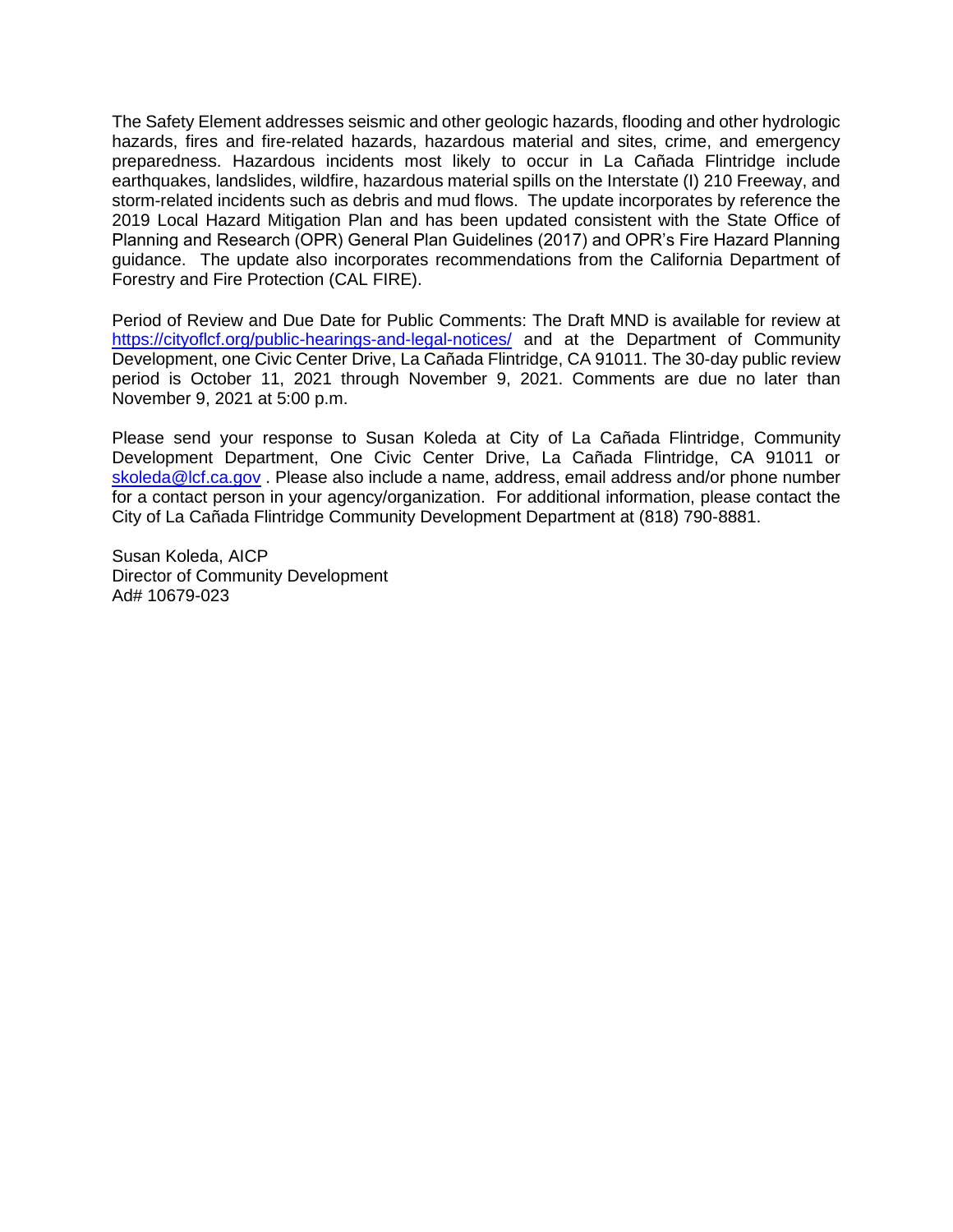The Safety Element addresses seismic and other geologic hazards, flooding and other hydrologic hazards, fires and fire-related hazards, hazardous material and sites, crime, and emergency preparedness. Hazardous incidents most likely to occur in La Cañada Flintridge include earthquakes, landslides, wildfire, hazardous material spills on the Interstate (I) 210 Freeway, and storm-related incidents such as debris and mud flows. The update incorporates by reference the 2019 Local Hazard Mitigation Plan and has been updated consistent with the State Office of Planning and Research (OPR) General Plan Guidelines (2017) and OPR's Fire Hazard Planning guidance. The update also incorporates recommendations from the California Department of Forestry and Fire Protection (CAL FIRE).

Period of Review and Due Date for Public Comments: The Draft MND is available for review at https://cityoflcf.org/public-hearings-and-legal-notices/ and at the Department of Community Development, one Civic Center Drive, La Cañada Flintridge, CA 91011. The 30-day public review period is October 11, 2021 through November 9, 2021. Comments are due no later than November 9, 2021 at 5:00 p.m.

Please send your response to Susan Koleda at City of La Cañada Flintridge, Community Development Department, One Civic Center Drive, La Cañada Flintridge, CA 91011 or skoleda@lcf.ca.gov . Please also include a name, address, email address and/or phone number for a contact person in your agency/organization. For additional information, please contact the City of La Cañada Flintridge Community Development Department at (818) 790-8881.

Susan Koleda, AICP
Director of Community Development
Ad# 10679-023